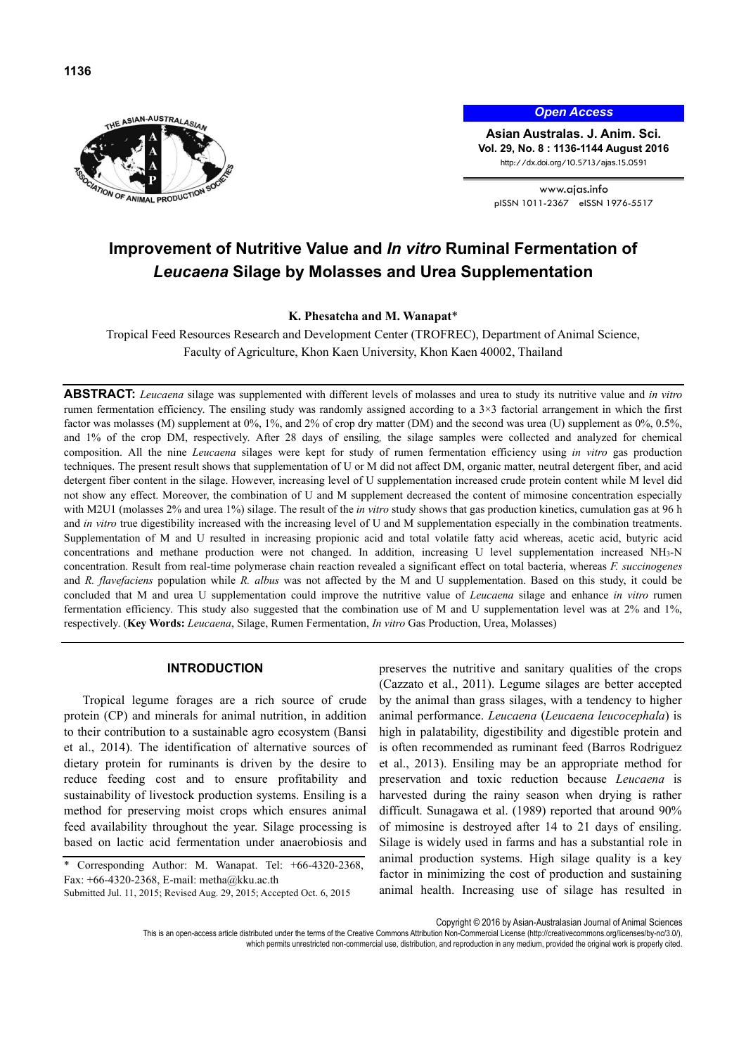# Improvement of Nutritive Value and *In vitro* Ruminal Fermentation of *Leucaena* Silage by Molasses and Urea Supplementation

**K. Phesatcha and M. Wanapat***

Tropical Feed Resources Research and Development Center (TROFREC), Department of Animal Science, Faculty of Agriculture, Khon Kaen University, Khon Kaen 40002, Thailand

**ABSTRACT:** *Leucaena* silage was supplemented with different levels of molasses and urea to study its nutritive value and *in vitro* rumen fermentation efficiency. The ensiling study was randomly assigned according to a 3×3 factorial arrangement in which the first factor was molasses (M) supplement at 0%, 1%, and 2% of crop dry matter (DM) and the second was urea (U) supplement as 0%, 0.5%, and 1% of the crop DM, respectively. After 28 days of ensiling, the silage samples were collected and analyzed for chemical composition. All the nine *Leucaena* silages were kept for study of rumen fermentation efficiency using *in vitro* gas production techniques. The present result shows that supplementation of U or M did not affect DM, organic matter, neutral detergent fiber, and acid detergent fiber content in the silage. However, increasing level of U supplementation increased crude protein content while M level did not show any effect. Moreover, the combination of U and M supplement decreased the content of mimosine concentration especially with M2U1 (molasses 2% and urea 1%) silage. The result of the *in vitro* study shows that gas production kinetics, cumulation gas at 96 h and *in vitro* true digestibility increased with the increasing level of U and M supplementation especially in the combination treatments. Supplementation of M and U resulted in increasing propionic acid and total volatile fatty acid whereas, acetic acid, butyric acid concentrations and methane production were not changed. In addition, increasing U level supplementation increased $NH_3$-N concentration. Result from real-time polymerase chain reaction revealed a significant effect on total bacteria, whereas *F. succinogenes* and *R. flavefaciens* population while *R. albus* was not affected by the M and U supplementation. Based on this study, it could be concluded that M and urea U supplementation could improve the nutritive value of *Leucaena* silage and enhance *in vitro* rumen fermentation efficiency. This study also suggested that the combination use of M and U supplementation level was at 2% and 1%, respectively. (**Key Words:** *Leucaena*, Silage, Rumen Fermentation, *In vitro* Gas Production, Urea, Molasses)

## INTRODUCTION

Tropical legume forages are a rich source of crude protein (CP) and minerals for animal nutrition, in addition to their contribution to a sustainable agro ecosystem (Bansi et al., 2014). The identification of alternative sources of dietary protein for ruminants is driven by the desire to reduce feeding cost and to ensure profitability and sustainability of livestock production systems. Ensiling is a method for preserving moist crops which ensures animal feed availability throughout the year. Silage processing is based on lactic acid fermentation under anaerobiosis and preserves the nutritive and sanitary qualities of the crops (Cazzato et al., 2011). Legume silages are better accepted by the animal than grass silages, with a tendency to higher animal performance. *Leucaena* (*Leucaena leucocephala*) is high in palatability, digestibility and digestible protein and is often recommended as ruminant feed (Barros Rodriguez et al., 2013). Ensiling may be an appropriate method for preservation and toxic reduction because *Leucaena* is harvested during the rainy season when drying is rather difficult. Sunagawa et al. (1989) reported that around 90% of mimosine is destroyed after 14 to 21 days of ensiling. Silage is widely used in farms and has a substantial role in animal production systems. High silage quality is a key factor in minimizing the cost of production and sustaining animal health. Increasing use of silage has resulted in

\* Corresponding Author: M. Wanapat. Tel: +66-4320-2368, Fax: +66-4320-2368, E-mail: metha@kku.ac.th

Submitted Jul. 11, 2015; Revised Aug. 29, 2015; Accepted Oct. 6, 2015

Copyright © 2016 by Asian-Australasian Journal of Animal Sciences

This is an open-access article distributed under the terms of the Creative Commons Attribution Non-Commercial License (http://creativecommons.org/licenses/by-nc/3.0/), which permits unrestricted non-commercial use, distribution, and reproduction in any medium, provided the original work is properly cited.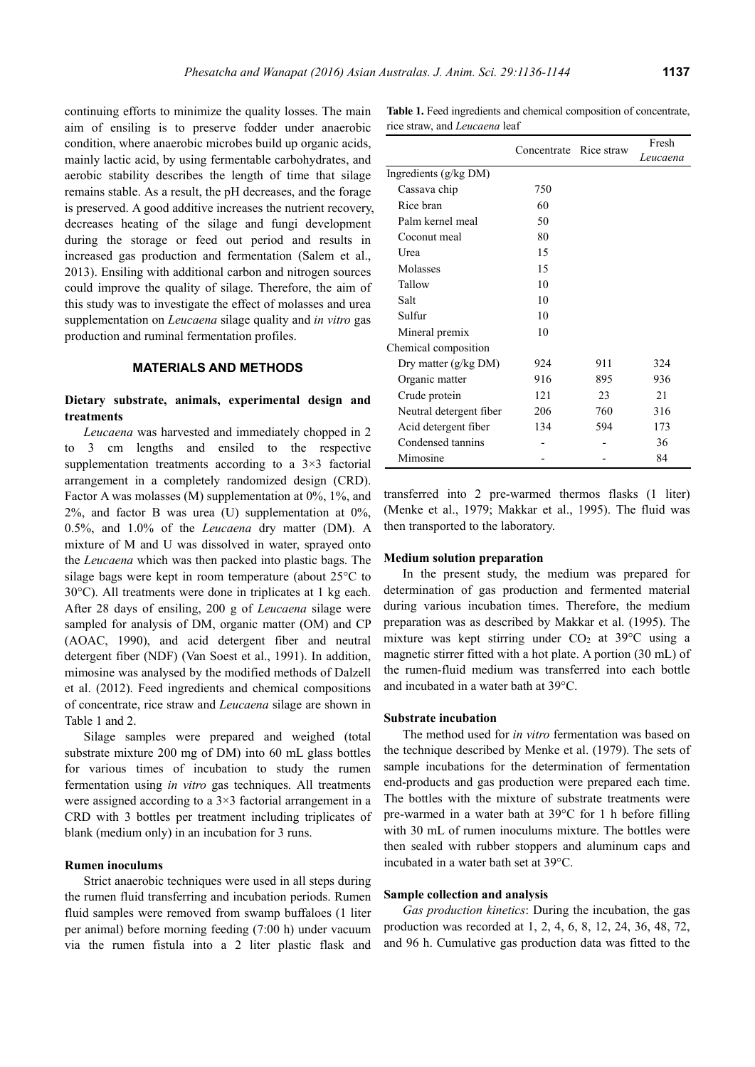continuing efforts to minimize the quality losses. The main aim of ensiling is to preserve fodder under anaerobic condition, where anaerobic microbes build up organic acids, mainly lactic acid, by using fermentable carbohydrates, and aerobic stability describes the length of time that silage remains stable. As a result, the pH decreases, and the forage is preserved. A good additive increases the nutrient recovery, decreases heating of the silage and fungi development during the storage or feed out period and results in increased gas production and fermentation (Salem et al., 2013). Ensiling with additional carbon and nitrogen sources could improve the quality of silage. Therefore, the aim of this study was to investigate the effect of molasses and urea supplementation on *Leucaena* silage quality and *in vitro* gas production and ruminal fermentation profiles.

## MATERIALS AND METHODS

### Dietary substrate, animals, experimental design and treatments

*Leucaena* was harvested and immediately chopped in 2 to 3 cm lengths and ensiled to the respective supplementation treatments according to a 3×3 factorial arrangement in a completely randomized design (CRD). Factor A was molasses (M) supplementation at 0%, 1%, and 2%, and factor B was urea (U) supplementation at 0%, 0.5%, and 1.0% of the *Leucaena* dry matter (DM). A mixture of M and U was dissolved in water, sprayed onto the *Leucaena* which was then packed into plastic bags. The silage bags were kept in room temperature (about 25°C to 30°C). All treatments were done in triplicates at 1 kg each. After 28 days of ensiling, 200 g of *Leucaena* silage were sampled for analysis of DM, organic matter (OM) and CP (AOAC, 1990), and acid detergent fiber and neutral detergent fiber (NDF) (Van Soest et al., 1991). In addition, mimosine was analysed by the modified methods of Dalzell et al. (2012). Feed ingredients and chemical compositions of concentrate, rice straw and *Leucaena* silage are shown in Table 1 and 2.

Silage samples were prepared and weighed (total substrate mixture 200 mg of DM) into 60 mL glass bottles for various times of incubation to study the rumen fermentation using *in vitro* gas techniques. All treatments were assigned according to a 3×3 factorial arrangement in a CRD with 3 bottles per treatment including triplicates of blank (medium only) in an incubation for 3 runs.

### Rumen inoculums

Strict anaerobic techniques were used in all steps during the rumen fluid transferring and incubation periods. Rumen fluid samples were removed from swamp buffaloes (1 liter per animal) before morning feeding (7:00 h) under vacuum via the rumen fistula into a 2 liter plastic flask and transferred into 2 pre-warmed thermos flasks (1 liter) (Menke et al., 1979; Makkar et al., 1995). The fluid was then transported to the laboratory.

**Table 1.** Feed ingredients and chemical composition of concentrate, rice straw, and *Leucaena* leaf

| | Concentrate | Rice straw | Fresh *Leucaena* |
|---|---|---|---|
| Ingredients (g/kg DM) | | | |
| Cassava chip | 750 | | |
| Rice bran | 60 | | |
| Palm kernel meal | 50 | | |
| Coconut meal | 80 | | |
| Urea | 15 | | |
| Molasses | 15 | | |
| Tallow | 10 | | |
| Salt | 10 | | |
| Sulfur | 10 | | |
| Mineral premix | 10 | | |
| Chemical composition | | | |
| Dry matter (g/kg DM) | 924 | 911 | 324 |
| Organic matter | 916 | 895 | 936 |
| Crude protein | 121 | 23 | 21 |
| Neutral detergent fiber | 206 | 760 | 316 |
| Acid detergent fiber | 134 | 594 | 173 |
| Condensed tannins | - | - | 36 |
| Mimosine | - | - | 84 |

### Medium solution preparation

In the present study, the medium was prepared for determination of gas production and fermented material during various incubation times. Therefore, the medium preparation was as described by Makkar et al. (1995). The mixture was kept stirring under $CO_2$ at 39°C using a magnetic stirrer fitted with a hot plate. A portion (30 mL) of the rumen-fluid medium was transferred into each bottle and incubated in a water bath at 39°C.

### Substrate incubation

The method used for *in vitro* fermentation was based on the technique described by Menke et al. (1979). The sets of sample incubations for the determination of fermentation end-products and gas production were prepared each time. The bottles with the mixture of substrate treatments were pre-warmed in a water bath at 39°C for 1 h before filling with 30 mL of rumen inoculums mixture. The bottles were then sealed with rubber stoppers and aluminum caps and incubated in a water bath set at 39°C.

### Sample collection and analysis

*Gas production kinetics*: During the incubation, the gas production was recorded at 1, 2, 4, 6, 8, 12, 24, 36, 48, 72, and 96 h. Cumulative gas production data was fitted to the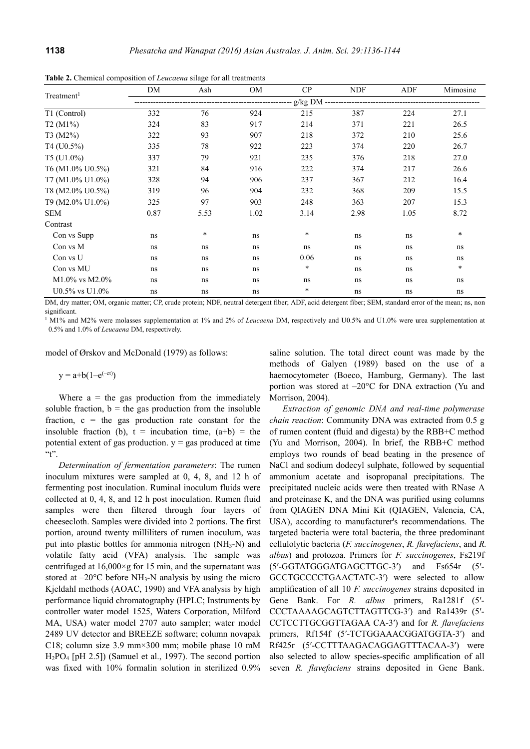**Table 2.** Chemical composition of *Leucaena* silage for all treatments

| Treatment[1] | DM | Ash | OM | CP | NDF | ADF | Mimosine |
|---|---|---|---|---|---|---|---|
| | g/kg DM | | | | | | |
| T1 (Control) | 332 | 76 | 924 | 215 | 387 | 224 | 27.1 |
| T2 (M1%) | 324 | 83 | 917 | 214 | 371 | 221 | 26.5 |
| T3 (M2%) | 322 | 93 | 907 | 218 | 372 | 210 | 25.6 |
| T4 (U0.5%) | 335 | 78 | 922 | 223 | 374 | 220 | 26.7 |
| T5 (U1.0%) | 337 | 79 | 921 | 235 | 376 | 218 | 27.0 |
| T6 (M1.0% U0.5%) | 321 | 84 | 916 | 222 | 374 | 217 | 26.6 |
| T7 (M1.0% U1.0%) | 328 | 94 | 906 | 237 | 367 | 212 | 16.4 |
| T8 (M2.0% U0.5%) | 319 | 96 | 904 | 232 | 368 | 209 | 15.5 |
| T9 (M2.0% U1.0%) | 325 | 97 | 903 | 248 | 363 | 207 | 15.3 |
| SEM | 0.87 | 5.53 | 1.02 | 3.14 | 2.98 | 1.05 | 8.72 |
| Contrast | | | | | | | |
| Con vs Supp | ns | * | ns | * | ns | ns | * |
| Con vs M | ns | ns | ns | ns | ns | ns | ns |
| Con vs U | ns | ns | ns | 0.06 | ns | ns | ns |
| Con vs MU | ns | ns | ns | * | ns | ns | * |
| M1.0% vs M2.0% | ns | ns | ns | ns | ns | ns | ns |
| U0.5% vs U1.0% | ns | ns | ns | * | ns | ns | ns |

DM, dry matter; OM, organic matter; CP, crude protein; NDF, neutral detergent fiber; ADF, acid detergent fiber; SEM, standard error of the mean; ns, non significant.

[1] M1% and M2% were molasses supplementation at 1% and 2% of *Leucaena* DM, respectively and U0.5% and U1.0% were urea supplementation at 0.5% and 1.0% of *Leucaena* DM, respectively.

model of Ørskov and McDonald (1979) as follows:

$$y = a+b(1-e^{(-ct)})$$

Where a = the gas production from the immediately soluble fraction, b = the gas production from the insoluble fraction, c = the gas production rate constant for the insoluble fraction (b), t = incubation time, (a+b) = the potential extent of gas production. y = gas produced at time "t".

*Determination of fermentation parameters*: The rumen inoculum mixtures were sampled at 0, 4, 8, and 12 h of fermenting post inoculation. Ruminal inoculum fluids were collected at 0, 4, 8, and 12 h post inoculation. Rumen fluid samples were then filtered through four layers of cheesecloth. Samples were divided into 2 portions. The first portion, around twenty milliliters of rumen inoculum, was put into plastic bottles for ammonia nitrogen ($NH_3$-N) and volatile fatty acid (VFA) analysis. The sample was centrifuged at 16,000×g for 15 min, and the supernatant was stored at –20°C before $NH_3$-N analysis by using the micro Kjeldahl methods (AOAC, 1990) and VFA analysis by high performance liquid chromatography (HPLC; Instruments by controller water model 1525, Waters Corporation, Milford MA, USA) water model 2707 auto sampler; water model 2489 UV detector and BREEZE software; column novapak C18; column size 3.9 mm×300 mm; mobile phase 10 mM $H_2PO_4$ [pH 2.5]) (Samuel et al., 1997). The second portion was fixed with 10% formalin solution in sterilized 0.9% saline solution. The total direct count was made by the methods of Galyen (1989) based on the use of a haemocytometer (Boeco, Hamburg, Germany). The last portion was stored at –20°C for DNA extraction (Yu and Morrison, 2004).

*Extraction of genomic DNA and real-time polymerase chain reaction*: Community DNA was extracted from 0.5 g of rumen content (fluid and digesta) by the RBB+C method (Yu and Morrison, 2004). In brief, the RBB+C method employs two rounds of bead beating in the presence of NaCl and sodium dodecyl sulphate, followed by sequential ammonium acetate and isopropanal precipitations. The precipitated nucleic acids were then treated with RNase A and proteinase K, and the DNA was purified using columns from QIAGEN DNA Mini Kit (QIAGEN, Valencia, CA, USA), according to manufacturer's recommendations. The targeted bacteria were total bacteria, the three predominant cellulolytic bacteria (*F. succinogenes*, *R. flavefaciens*, and *R. albus*) and protozoa. Primers for *F. succinogenes*, Fs219f (5′-GGTATGGGATGAGCTTGC-3′) and Fs654r (5′-GCCTGCCCCTGAACTATC-3′) were selected to allow amplification of all 10 *F. succinogenes* strains deposited in Gene Bank. For *R. albus* primers, Ra1281f (5′-CCCTAAAAGCAGTCTTAGTTCG-3′) and Ra1439r (5′-CCTCCTTGCGGTTAGAA CA-3′) and for *R. flavefaciens* primers, Rf154f (5′-TCTGGAAACGGATGGTA-3′) and Rf425r (5′-CCTTTAAGACAGGAGTTTACAA-3′) were also selected to allow species-specific amplification of all seven *R. flavefaciens* strains deposited in Gene Bank.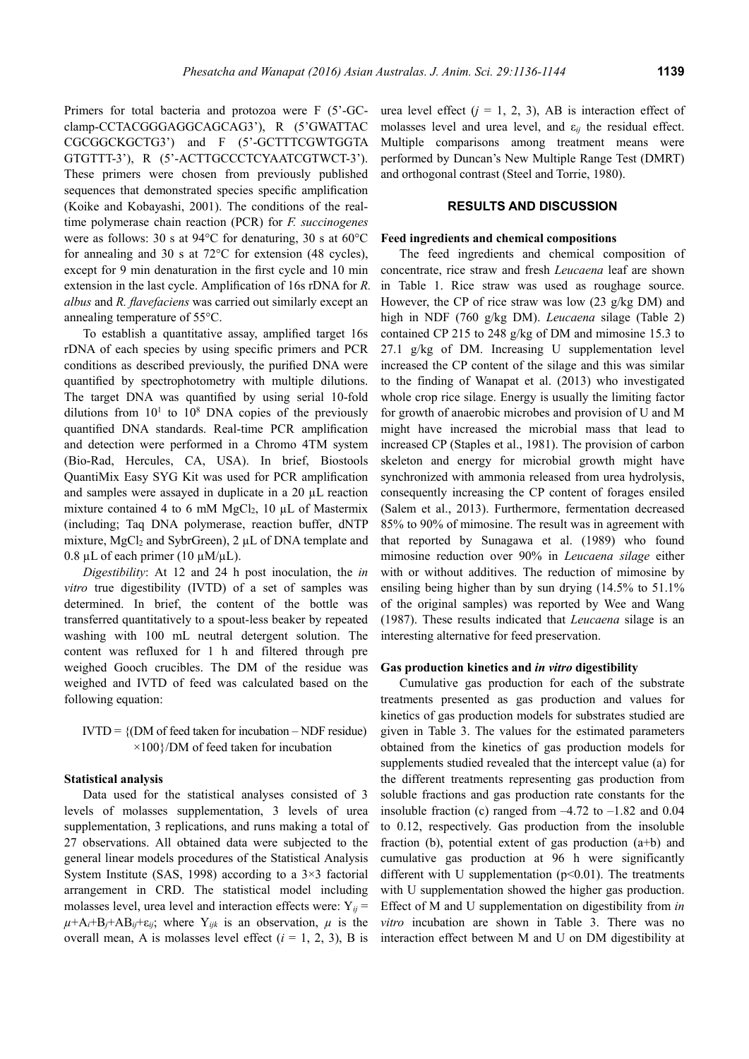Primers for total bacteria and protozoa were F (5'-GC-clamp-CCTACGGGAGGCAGCAG3'), R (5'GWATTAC CGCGGCKGCTG3') and F (5'-GCTTTCGWTGGTA GTGTTT-3'), R (5'-ACTTGCCCTCYAATCGTWCT-3'). These primers were chosen from previously published sequences that demonstrated species specific amplification (Koike and Kobayashi, 2001). The conditions of the real-time polymerase chain reaction (PCR) for *F. succinogenes* were as follows: 30 s at 94°C for denaturing, 30 s at 60°C for annealing and 30 s at 72°C for extension (48 cycles), except for 9 min denaturation in the first cycle and 10 min extension in the last cycle. Amplification of 16s rDNA for *R. albus* and *R. flavefaciens* was carried out similarly except an annealing temperature of 55°C.

To establish a quantitative assay, amplified target 16s rDNA of each species by using specific primers and PCR conditions as described previously, the purified DNA were quantified by spectrophotometry with multiple dilutions. The target DNA was quantified by using serial 10-fold dilutions from $10^1$ to $10^8$ DNA copies of the previously quantified DNA standards. Real-time PCR amplification and detection were performed in a Chromo 4TM system (Bio-Rad, Hercules, CA, USA). In brief, Biostools QuantiMix Easy SYG Kit was used for PCR amplification and samples were assayed in duplicate in a 20 µL reaction mixture contained 4 to 6 mM $MgCl_2$, 10 µL of Mastermix (including; Taq DNA polymerase, reaction buffer, dNTP mixture, $MgCl_2$ and SybrGreen), 2 µL of DNA template and 0.8 µL of each primer (10 µM/µL).

*Digestibility*: At 12 and 24 h post inoculation, the *in vitro* true digestibility (IVTD) of a set of samples was determined. In brief, the content of the bottle was transferred quantitatively to a spout-less beaker by repeated washing with 100 mL neutral detergent solution. The content was refluxed for 1 h and filtered through pre weighed Gooch crucibles. The DM of the residue was weighed and IVTD of feed was calculated based on the following equation:

$$\text{IVTD} = \{(\text{DM of feed taken for incubation} - \text{NDF residue}) \times 100\}/\text{DM of feed taken for incubation}$$

### Statistical analysis

Data used for the statistical analyses consisted of 3 levels of molasses supplementation, 3 levels of urea supplementation, 3 replications, and runs making a total of 27 observations. All obtained data were subjected to the general linear models procedures of the Statistical Analysis System Institute (SAS, 1998) according to a 3×3 factorial arrangement in CRD. The statistical model including molasses level, urea level and interaction effects were: $Y_{ij} = \mu + A_i + B_j + AB_{ij} + \varepsilon_{ij}$; where $Y_{ijk}$ is an observation, $\mu$ is the overall mean, A is molasses level effect ($i$ = 1, 2, 3), B is urea level effect ($j$ = 1, 2, 3), AB is interaction effect of molasses level and urea level, and $\varepsilon_{ij}$ the residual effect. Multiple comparisons among treatment means were performed by Duncan's New Multiple Range Test (DMRT) and orthogonal contrast (Steel and Torrie, 1980).

## RESULTS AND DISCUSSION

### Feed ingredients and chemical compositions

The feed ingredients and chemical composition of concentrate, rice straw and fresh *Leucaena* leaf are shown in Table 1. Rice straw was used as roughage source. However, the CP of rice straw was low (23 g/kg DM) and high in NDF (760 g/kg DM). *Leucaena* silage (Table 2) contained CP 215 to 248 g/kg of DM and mimosine 15.3 to 27.1 g/kg of DM. Increasing U supplementation level increased the CP content of the silage and this was similar to the finding of Wanapat et al. (2013) who investigated whole crop rice silage. Energy is usually the limiting factor for growth of anaerobic microbes and provision of U and M might have increased the microbial mass that lead to increased CP (Staples et al., 1981). The provision of carbon skeleton and energy for microbial growth might have synchronized with ammonia released from urea hydrolysis, consequently increasing the CP content of forages ensiled (Salem et al., 2013). Furthermore, fermentation decreased 85% to 90% of mimosine. The result was in agreement with that reported by Sunagawa et al. (1989) who found mimosine reduction over 90% in *Leucaena silage* either with or without additives. The reduction of mimosine by ensiling being higher than by sun drying (14.5% to 51.1% of the original samples) was reported by Wee and Wang (1987). These results indicated that *Leucaena* silage is an interesting alternative for feed preservation.

### Gas production kinetics and *in vitro* digestibility

Cumulative gas production for each of the substrate treatments presented as gas production and values for kinetics of gas production models for substrates studied are given in Table 3. The values for the estimated parameters obtained from the kinetics of gas production models for supplements studied revealed that the intercept value (a) for the different treatments representing gas production from soluble fractions and gas production rate constants for the insoluble fraction (c) ranged from –4.72 to –1.82 and 0.04 to 0.12, respectively. Gas production from the insoluble fraction (b), potential extent of gas production (a+b) and cumulative gas production at 96 h were significantly different with U supplementation ($p<0.01$). The treatments with U supplementation showed the higher gas production. Effect of M and U supplementation on digestibility from *in vitro* incubation are shown in Table 3. There was no interaction effect between M and U on DM digestibility at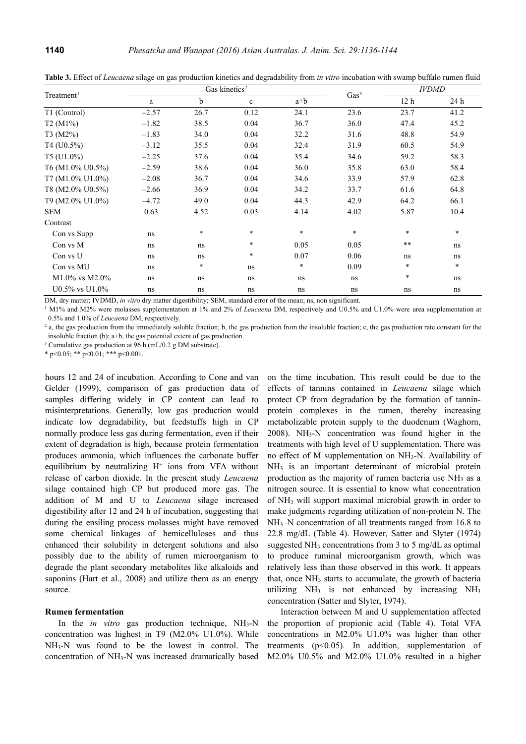**Table 3.** Effect of *Leucaena* silage on gas production kinetics and degradability from *in vitro* incubation with swamp buffalo rumen fluid

| Treatment[1] | Gas kinetics[2] | | | | Gas[3] | *IVDMD* | |
|---|---|---|---|---|---|---|---|
| | a | b | c | a+b | | 12 h | 24 h |
| T1 (Control) | –2.57 | 26.7 | 0.12 | 24.1 | 23.6 | 23.7 | 41.2 |
| T2 (M1%) | –1.82 | 38.5 | 0.04 | 36.7 | 36.0 | 47.4 | 45.2 |
| T3 (M2%) | –1.83 | 34.0 | 0.04 | 32.2 | 31.6 | 48.8 | 54.9 |
| T4 (U0.5%) | –3.12 | 35.5 | 0.04 | 32.4 | 31.9 | 60.5 | 54.9 |
| T5 (U1.0%) | –2.25 | 37.6 | 0.04 | 35.4 | 34.6 | 59.2 | 58.3 |
| T6 (M1.0% U0.5%) | –2.59 | 38.6 | 0.04 | 36.0 | 35.8 | 63.0 | 58.4 |
| T7 (M1.0% U1.0%) | –2.08 | 36.7 | 0.04 | 34.6 | 33.9 | 57.9 | 62.8 |
| T8 (M2.0% U0.5%) | –2.66 | 36.9 | 0.04 | 34.2 | 33.7 | 61.6 | 64.8 |
| T9 (M2.0% U1.0%) | –4.72 | 49.0 | 0.04 | 44.3 | 42.9 | 64.2 | 66.1 |
| SEM | 0.63 | 4.52 | 0.03 | 4.14 | 4.02 | 5.87 | 10.4 |
| Contrast | | | | | | | |
| Con vs Supp | ns | * | * | * | * | * | * |
| Con vs M | ns | ns | * | 0.05 | 0.05 | ** | ns |
| Con vs U | ns | ns | * | 0.07 | 0.06 | ns | ns |
| Con vs MU | ns | * | ns | * | 0.09 | * | * |
| M1.0% vs M2.0% | ns | ns | ns | ns | ns | * | ns |
| U0.5% vs U1.0% | ns | ns | ns | ns | ns | ns | ns |

DM, dry matter; IVDMD, *in vitro* dry matter digestibility; SEM, standard error of the mean; ns, non significant.

[1] M1% and M2% were molasses supplementation at 1% and 2% of *Leucaena* DM, respectively and U0.5% and U1.0% were urea supplementation at 0.5% and 1.0% of *Leucaena* DM, respectively.

[2] a, the gas production from the immediately soluble fraction; b, the gas production from the insoluble fraction; c, the gas production rate constant for the insoluble fraction (b); a+b, the gas potential extent of gas production.

[3] Cumulative gas production at 96 h (mL/0.2 g DM substrate).

* $p<0.05$; ** $p<0.01$; *** $p<0.001$.

hours 12 and 24 of incubation. According to Cone and van Gelder (1999), comparison of gas production data of samples differing widely in CP content can lead to misinterpretations. Generally, low gas production would indicate low degradability, but feedstuffs high in CP normally produce less gas during fermentation, even if their extent of degradation is high, because protein fermentation produces ammonia, which influences the carbonate buffer equilibrium by neutralizing $H^+$ ions from VFA without release of carbon dioxide. In the present study *Leucaena* silage contained high CP but produced more gas. The addition of M and U to *Leucaena* silage increased digestibility after 12 and 24 h of incubation, suggesting that during the ensiling process molasses might have removed some chemical linkages of hemicelluloses and thus enhanced their solubility in detergent solutions and also possibly due to the ability of rumen microorganism to degrade the plant secondary metabolites like alkaloids and saponins (Hart et al., 2008) and utilize them as an energy source.

### Rumen fermentation

In the *in vitro* gas production technique, $NH_3$-N concentration was highest in T9 (M2.0% U1.0%). While $NH_3$-N was found to be the lowest in control. The concentration of $NH_3$-N was increased dramatically based on the time incubation. This result could be due to the effects of tannins contained in *Leucaena* silage which protect CP from degradation by the formation of tannin-protein complexes in the rumen, thereby increasing metabolizable protein supply to the duodenum (Waghorn, 2008). $NH_3$-N concentration was found higher in the treatments with high level of U supplementation. There was no effect of M supplementation on $NH_3$-N. Availability of $NH_3$ is an important determinant of microbial protein production as the majority of rumen bacteria use $NH_3$ as a nitrogen source. It is essential to know what concentration of $NH_3$ will support maximal microbial growth in order to make judgments regarding utilization of non-protein N. The $NH_3$–N concentration of all treatments ranged from 16.8 to 22.8 mg/dL (Table 4). However, Satter and Slyter (1974) suggested $NH_3$ concentrations from 3 to 5 mg/dL as optimal to produce ruminal microorganism growth, which was relatively less than those observed in this work. It appears that, once $NH_3$ starts to accumulate, the growth of bacteria utilizing $NH_3$ is not enhanced by increasing $NH_3$ concentration (Satter and Slyter, 1974).

Interaction between M and U supplementation affected the proportion of propionic acid (Table 4). Total VFA concentrations in M2.0% U1.0% was higher than other treatments ($p<0.05$). In addition, supplementation of M2.0% U0.5% and M2.0% U1.0% resulted in a higher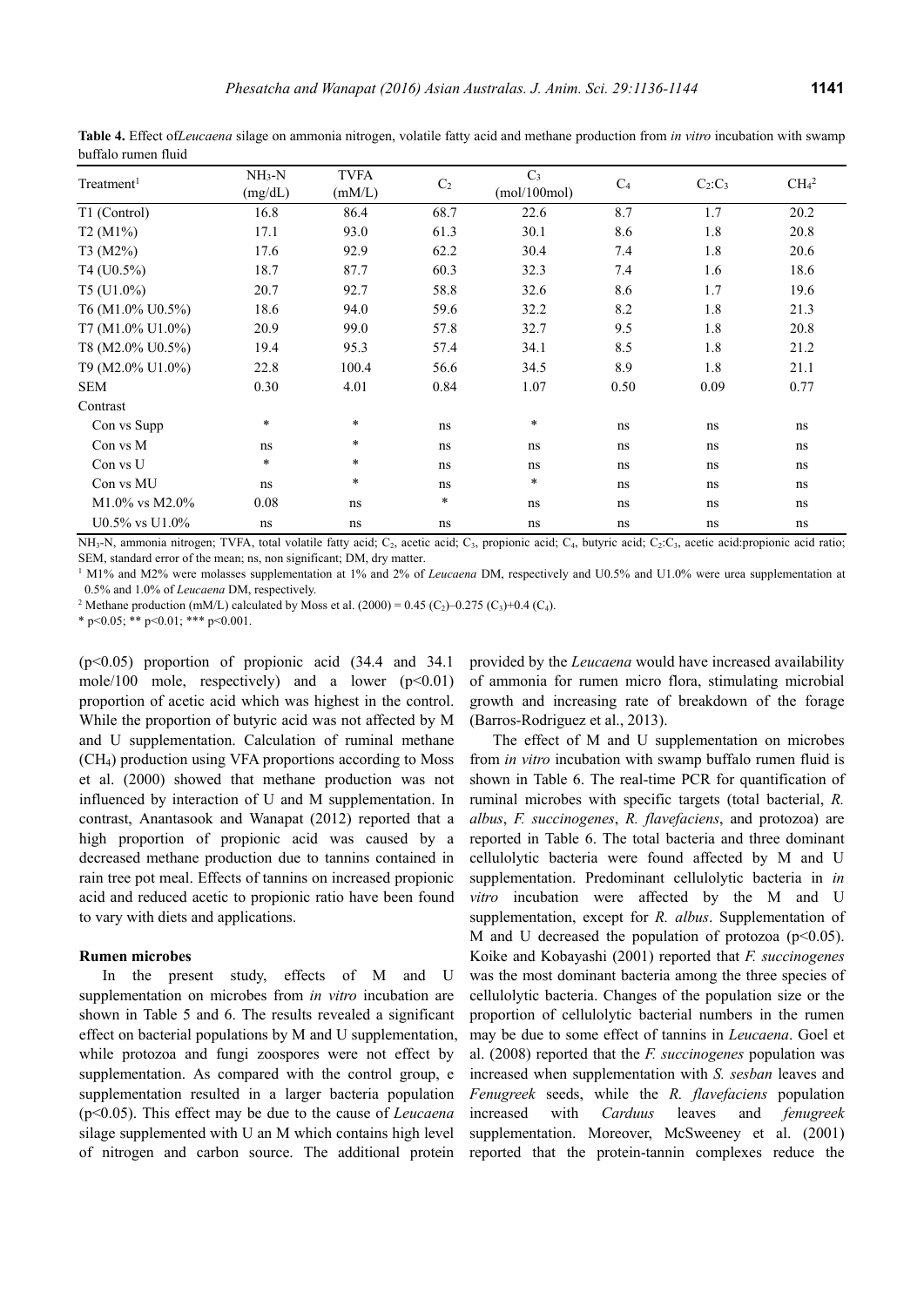**Table 4.** Effect of*Leucaena* silage on ammonia nitrogen, volatile fatty acid and methane production from *in vitro* incubation with swamp buffalo rumen fluid

| Treatment[1] | $NH_3$-N (mg/dL) | TVFA (mM/L) | $C_2$ | $C_3$ (mol/100mol) | $C_4$ | $C_2$:$C_3$ | $CH_4$[2] |
|---|---|---|---|---|---|---|---|
| T1 (Control) | 16.8 | 86.4 | 68.7 | 22.6 | 8.7 | 1.7 | 20.2 |
| T2 (M1%) | 17.1 | 93.0 | 61.3 | 30.1 | 8.6 | 1.8 | 20.8 |
| T3 (M2%) | 17.6 | 92.9 | 62.2 | 30.4 | 7.4 | 1.8 | 20.6 |
| T4 (U0.5%) | 18.7 | 87.7 | 60.3 | 32.3 | 7.4 | 1.6 | 18.6 |
| T5 (U1.0%) | 20.7 | 92.7 | 58.8 | 32.6 | 8.6 | 1.7 | 19.6 |
| T6 (M1.0% U0.5%) | 18.6 | 94.0 | 59.6 | 32.2 | 8.2 | 1.8 | 21.3 |
| T7 (M1.0% U1.0%) | 20.9 | 99.0 | 57.8 | 32.7 | 9.5 | 1.8 | 20.8 |
| T8 (M2.0% U0.5%) | 19.4 | 95.3 | 57.4 | 34.1 | 8.5 | 1.8 | 21.2 |
| T9 (M2.0% U1.0%) | 22.8 | 100.4 | 56.6 | 34.5 | 8.9 | 1.8 | 21.1 |
| SEM | 0.30 | 4.01 | 0.84 | 1.07 | 0.50 | 0.09 | 0.77 |
| Contrast | | | | | | | |
| Con vs Supp | * | * | ns | * | ns | ns | ns |
| Con vs M | ns | * | ns | ns | ns | ns | ns |
| Con vs U | * | * | ns | ns | ns | ns | ns |
| Con vs MU | ns | * | ns | * | ns | ns | ns |
| M1.0% vs M2.0% | 0.08 | ns | * | ns | ns | ns | ns |
| U0.5% vs U1.0% | ns | ns | ns | ns | ns | ns | ns |

$NH_3$-N, ammonia nitrogen; TVFA, total volatile fatty acid; $C_2$, acetic acid; $C_3$, propionic acid; $C_4$, butyric acid; $C_2$:$C_3$, acetic acid:propionic acid ratio; SEM, standard error of the mean; ns, non significant; DM, dry matter.

[1] M1% and M2% were molasses supplementation at 1% and 2% of *Leucaena* DM, respectively and U0.5% and U1.0% were urea supplementation at 0.5% and 1.0% of *Leucaena* DM, respectively.

[2] Methane production (mM/L) calculated by Moss et al. (2000) = $0.45 (C_2)–0.275 (C_3)+0.4 (C_4)$.

* p<0.05; ** p<0.01; *** p<0.001.

($p<0.05$) proportion of propionic acid (34.4 and 34.1 mole/100 mole, respectively) and a lower ($p<0.01$) proportion of acetic acid which was highest in the control. While the proportion of butyric acid was not affected by M and U supplementation. Calculation of ruminal methane ($CH_4$) production using VFA proportions according to Moss et al. (2000) showed that methane production was not influenced by interaction of U and M supplementation. In contrast, Anantasook and Wanapat (2012) reported that a high proportion of propionic acid was caused by a decreased methane production due to tannins contained in rain tree pot meal. Effects of tannins on increased propionic acid and reduced acetic to propionic ratio have been found to vary with diets and applications.

### Rumen microbes

In the present study, effects of M and U supplementation on microbes from *in vitro* incubation are shown in Table 5 and 6. The results revealed a significant effect on bacterial populations by M and U supplementation, while protozoa and fungi zoospores were not effect by supplementation. As compared with the control group, e supplementation resulted in a larger bacteria population ($p<0.05$). This effect may be due to the cause of *Leucaena* silage supplemented with U an M which contains high level of nitrogen and carbon source. The additional protein provided by the *Leucaena* would have increased availability of ammonia for rumen micro flora, stimulating microbial growth and increasing rate of breakdown of the forage (Barros-Rodriguez et al., 2013).

The effect of M and U supplementation on microbes from *in vitro* incubation with swamp buffalo rumen fluid is shown in Table 6. The real-time PCR for quantification of ruminal microbes with specific targets (total bacterial, *R. albus*, *F. succinogenes*, *R. flavefaciens*, and protozoa) are reported in Table 6. The total bacteria and three dominant cellulolytic bacteria were found affected by M and U supplementation. Predominant cellulolytic bacteria in *in vitro* incubation were affected by the M and U supplementation, except for *R. albus*. Supplementation of M and U decreased the population of protozoa ($p<0.05$). Koike and Kobayashi (2001) reported that *F. succinogenes* was the most dominant bacteria among the three species of cellulolytic bacteria. Changes of the population size or the proportion of cellulolytic bacterial numbers in the rumen may be due to some effect of tannins in *Leucaena*. Goel et al. (2008) reported that the *F. succinogenes* population was increased when supplementation with *S. sesban* leaves and *Fenugreek* seeds, while the *R. flavefaciens* population increased with *Carduus* leaves and *fenugreek* supplementation. Moreover, McSweeney et al. (2001) reported that the protein-tannin complexes reduce the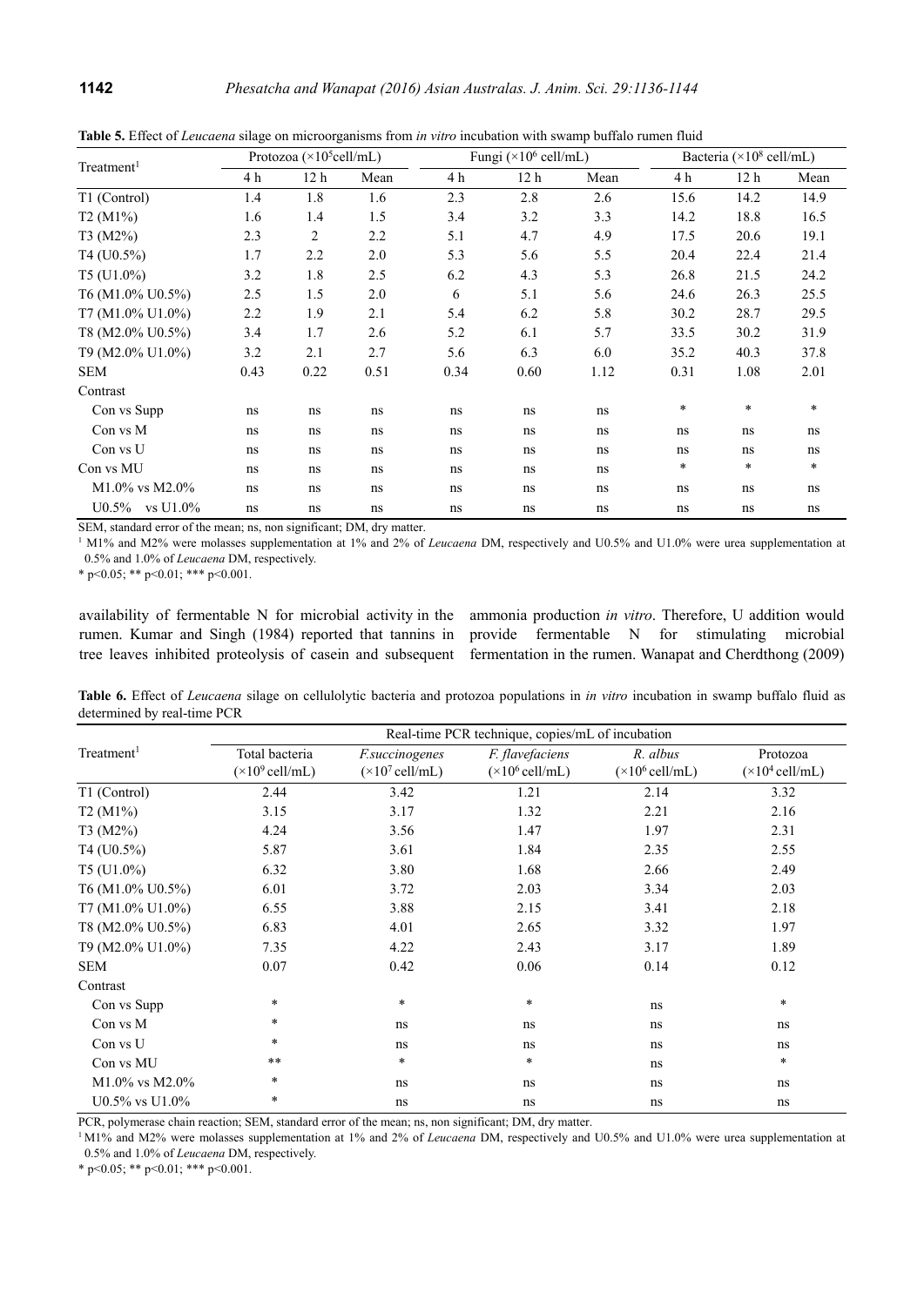**Table 5.** Effect of *Leucaena* silage on microorganisms from *in vitro* incubation with swamp buffalo rumen fluid

| Treatment[1] | Protozoa ($\times10^5$cell/mL) | | | Fungi ($\times10^6$ cell/mL) | | | Bacteria ($\times10^8$ cell/mL) | | |
|---|---|---|---|---|---|---|---|---|---|
| | 4 h | 12 h | Mean | 4 h | 12 h | Mean | 4 h | 12 h | Mean |
| T1 (Control) | 1.4 | 1.8 | 1.6 | 2.3 | 2.8 | 2.6 | 15.6 | 14.2 | 14.9 |
| T2 (M1%) | 1.6 | 1.4 | 1.5 | 3.4 | 3.2 | 3.3 | 14.2 | 18.8 | 16.5 |
| T3 (M2%) | 2.3 | 2 | 2.2 | 5.1 | 4.7 | 4.9 | 17.5 | 20.6 | 19.1 |
| T4 (U0.5%) | 1.7 | 2.2 | 2.0 | 5.3 | 5.6 | 5.5 | 20.4 | 22.4 | 21.4 |
| T5 (U1.0%) | 3.2 | 1.8 | 2.5 | 6.2 | 4.3 | 5.3 | 26.8 | 21.5 | 24.2 |
| T6 (M1.0% U0.5%) | 2.5 | 1.5 | 2.0 | 6 | 5.1 | 5.6 | 24.6 | 26.3 | 25.5 |
| T7 (M1.0% U1.0%) | 2.2 | 1.9 | 2.1 | 5.4 | 6.2 | 5.8 | 30.2 | 28.7 | 29.5 |
| T8 (M2.0% U0.5%) | 3.4 | 1.7 | 2.6 | 5.2 | 6.1 | 5.7 | 33.5 | 30.2 | 31.9 |
| T9 (M2.0% U1.0%) | 3.2 | 2.1 | 2.7 | 5.6 | 6.3 | 6.0 | 35.2 | 40.3 | 37.8 |
| SEM | 0.43 | 0.22 | 0.51 | 0.34 | 0.60 | 1.12 | 0.31 | 1.08 | 2.01 |
| Contrast | | | | | | | | | |
| Con vs Supp | ns | ns | ns | ns | ns | ns | * | * | * |
| Con vs M | ns | ns | ns | ns | ns | ns | ns | ns | ns |
| Con vs U | ns | ns | ns | ns | ns | ns | ns | ns | ns |
| Con vs MU | ns | ns | ns | ns | ns | ns | * | * | * |
| M1.0% vs M2.0% | ns | ns | ns | ns | ns | ns | ns | ns | ns |
| U0.5% vs U1.0% | ns | ns | ns | ns | ns | ns | ns | ns | ns |

SEM, standard error of the mean; ns, non significant; DM, dry matter.

[1] M1% and M2% were molasses supplementation at 1% and 2% of *Leucaena* DM, respectively and U0.5% and U1.0% were urea supplementation at 0.5% and 1.0% of *Leucaena* DM, respectively.

* $p<0.05$; ** $p<0.01$; *** $p<0.001$.

availability of fermentable N for microbial activity in the rumen. Kumar and Singh (1984) reported that tannins in tree leaves inhibited proteolysis of casein and subsequent ammonia production *in vitro*. Therefore, U addition would provide fermentable N for stimulating microbial fermentation in the rumen. Wanapat and Cherdthong (2009)

**Table 6.** Effect of *Leucaena* silage on cellulolytic bacteria and protozoa populations in *in vitro* incubation in swamp buffalo fluid as determined by real-time PCR

| Treatment[1] | Real-time PCR technique, copies/mL of incubation | | | | |
|---|---|---|---|---|---|
| | Total bacteria ($\times10^9$ cell/mL) | *F.succinogenes* ($\times10^7$ cell/mL) | *F. flavefaciens* ($\times10^6$ cell/mL) | *R. albus* ($\times10^6$ cell/mL) | Protozoa ($\times10^4$ cell/mL) |
| T1 (Control) | 2.44 | 3.42 | 1.21 | 2.14 | 3.32 |
| T2 (M1%) | 3.15 | 3.17 | 1.32 | 2.21 | 2.16 |
| T3 (M2%) | 4.24 | 3.56 | 1.47 | 1.97 | 2.31 |
| T4 (U0.5%) | 5.87 | 3.61 | 1.84 | 2.35 | 2.55 |
| T5 (U1.0%) | 6.32 | 3.80 | 1.68 | 2.66 | 2.49 |
| T6 (M1.0% U0.5%) | 6.01 | 3.72 | 2.03 | 3.34 | 2.03 |
| T7 (M1.0% U1.0%) | 6.55 | 3.88 | 2.15 | 3.41 | 2.18 |
| T8 (M2.0% U0.5%) | 6.83 | 4.01 | 2.65 | 3.32 | 1.97 |
| T9 (M2.0% U1.0%) | 7.35 | 4.22 | 2.43 | 3.17 | 1.89 |
| SEM | 0.07 | 0.42 | 0.06 | 0.14 | 0.12 |
| Contrast | | | | | |
| Con vs Supp | * | * | * | ns | * |
| Con vs M | * | ns | ns | ns | ns |
| Con vs U | * | ns | ns | ns | ns |
| Con vs MU | ** | * | * | ns | * |
| M1.0% vs M2.0% | * | ns | ns | ns | ns |
| U0.5% vs U1.0% | * | ns | ns | ns | ns |

PCR, polymerase chain reaction; SEM, standard error of the mean; ns, non significant; DM, dry matter.

[1] M1% and M2% were molasses supplementation at 1% and 2% of *Leucaena* DM, respectively and U0.5% and U1.0% were urea supplementation at 0.5% and 1.0% of *Leucaena* DM, respectively.

* $p<0.05$; ** $p<0.01$; *** $p<0.001$.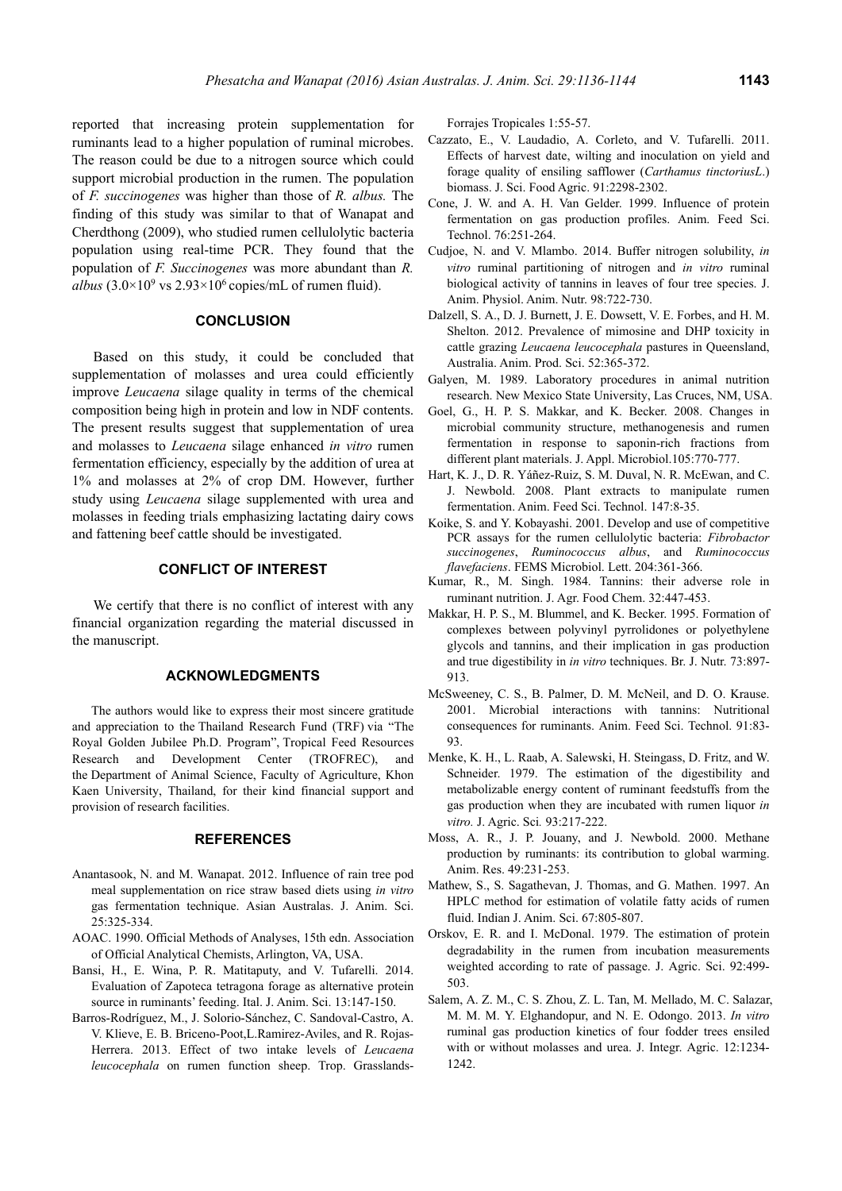reported that increasing protein supplementation for ruminants lead to a higher population of ruminal microbes. The reason could be due to a nitrogen source which could support microbial production in the rumen. The population of *F. succinogenes* was higher than those of *R. albus.* The finding of this study was similar to that of Wanapat and Cherdthong (2009), who studied rumen cellulolytic bacteria population using real-time PCR. They found that the population of *F. Succinogenes* was more abundant than *R. albus* ($3.0\times10^9$ vs $2.93\times10^6$ copies/mL of rumen fluid).

## CONCLUSION

Based on this study, it could be concluded that supplementation of molasses and urea could efficiently improve *Leucaena* silage quality in terms of the chemical composition being high in protein and low in NDF contents. The present results suggest that supplementation of urea and molasses to *Leucaena* silage enhanced *in vitro* rumen fermentation efficiency, especially by the addition of urea at 1% and molasses at 2% of crop DM. However, further study using *Leucaena* silage supplemented with urea and molasses in feeding trials emphasizing lactating dairy cows and fattening beef cattle should be investigated.

## CONFLICT OF INTEREST

We certify that there is no conflict of interest with any financial organization regarding the material discussed in the manuscript.

## ACKNOWLEDGMENTS

The authors would like to express their most sincere gratitude and appreciation to the Thailand Research Fund (TRF) via "The Royal Golden Jubilee Ph.D. Program", Tropical Feed Resources Research and Development Center (TROFREC), and the Department of Animal Science, Faculty of Agriculture, Khon Kaen University, Thailand, for their kind financial support and provision of research facilities.

## REFERENCES

Anantasook, N. and M. Wanapat. 2012. Influence of rain tree pod meal supplementation on rice straw based diets using *in vitro* gas fermentation technique. Asian Australas. J. Anim. Sci. 25:325-334.

AOAC. 1990. Official Methods of Analyses, 15th edn. Association of Official Analytical Chemists, Arlington, VA, USA.

Bansi, H., E. Wina, P. R. Matitaputy, and V. Tufarelli. 2014. Evaluation of Zapoteca tetragona forage as alternative protein source in ruminants' feeding. Ital. J. Anim. Sci. 13:147-150.

Barros-Rodríguez, M., J. Solorio-Sánchez, C. Sandoval-Castro, A. V. Klieve, E. B. Briceno-Poot, L. Ramirez-Aviles, and R. Rojas-Herrera. 2013. Effect of two intake levels of *Leucaena leucocephala* on rumen function sheep. Trop. Grasslands-Forrajes Tropicales 1:55-57.

Cazzato, E., V. Laudadio, A. Corleto, and V. Tufarelli. 2011. Effects of harvest date, wilting and inoculation on yield and forage quality of ensiling safflower (*Carthamus tinctoriusL.*) biomass. J. Sci. Food Agric. 91:2298-2302.

Cone, J. W. and A. H. Van Gelder. 1999. Influence of protein fermentation on gas production profiles. Anim. Feed Sci. Technol. 76:251-264.

Cudjoe, N. and V. Mlambo. 2014. Buffer nitrogen solubility, *in vitro* ruminal partitioning of nitrogen and *in vitro* ruminal biological activity of tannins in leaves of four tree species. J. Anim. Physiol. Anim. Nutr. 98:722-730.

Dalzell, S. A., D. J. Burnett, J. E. Dowsett, V. E. Forbes, and H. M. Shelton. 2012. Prevalence of mimosine and DHP toxicity in cattle grazing *Leucaena leucocephala* pastures in Queensland, Australia. Anim. Prod. Sci. 52:365-372.

Galyen, M. 1989. Laboratory procedures in animal nutrition research. New Mexico State University, Las Cruces, NM, USA.

Goel, G., H. P. S. Makkar, and K. Becker. 2008. Changes in microbial community structure, methanogenesis and rumen fermentation in response to saponin-rich fractions from different plant materials. J. Appl. Microbiol.105:770-777.

Hart, K. J., D. R. Yáñez-Ruiz, S. M. Duval, N. R. McEwan, and C. J. Newbold. 2008. Plant extracts to manipulate rumen fermentation. Anim. Feed Sci. Technol. 147:8-35.

Koike, S. and Y. Kobayashi. 2001. Develop and use of competitive PCR assays for the rumen cellulolytic bacteria: *Fibrobactor succinogenes*, *Ruminococcus albus*, and *Ruminococcus flavefaciens*. FEMS Microbiol. Lett. 204:361-366.

Kumar, R., M. Singh. 1984. Tannins: their adverse role in ruminant nutrition. J. Agr. Food Chem. 32:447-453.

Makkar, H. P. S., M. Blummel, and K. Becker. 1995. Formation of complexes between polyvinyl pyrrolidones or polyethylene glycols and tannins, and their implication in gas production and true digestibility in *in vitro* techniques. Br. J. Nutr. 73:897-913.

McSweeney, C. S., B. Palmer, D. M. McNeil, and D. O. Krause. 2001. Microbial interactions with tannins: Nutritional consequences for ruminants. Anim. Feed Sci. Technol. 91:83-93.

Menke, K. H., L. Raab, A. Salewski, H. Steingass, D. Fritz, and W. Schneider. 1979. The estimation of the digestibility and metabolizable energy content of ruminant feedstuffs from the gas production when they are incubated with rumen liquor *in vitro.* J. Agric. Sci*.* 93:217-222.

Moss, A. R., J. P. Jouany, and J. Newbold. 2000. Methane production by ruminants: its contribution to global warming. Anim. Res. 49:231-253.

Mathew, S., S. Sagathevan, J. Thomas, and G. Mathen. 1997. An HPLC method for estimation of volatile fatty acids of rumen fluid. Indian J. Anim. Sci. 67:805-807.

Orskov, E. R. and I. McDonal. 1979. The estimation of protein degradability in the rumen from incubation measurements weighted according to rate of passage. J. Agric. Sci. 92:499-503.

Salem, A. Z. M., C. S. Zhou, Z. L. Tan, M. Mellado, M. C. Salazar, M. M. M. Y. Elghandopur, and N. E. Odongo. 2013. *In vitro* ruminal gas production kinetics of four fodder trees ensiled with or without molasses and urea. J. Integr. Agric. 12:1234-1242.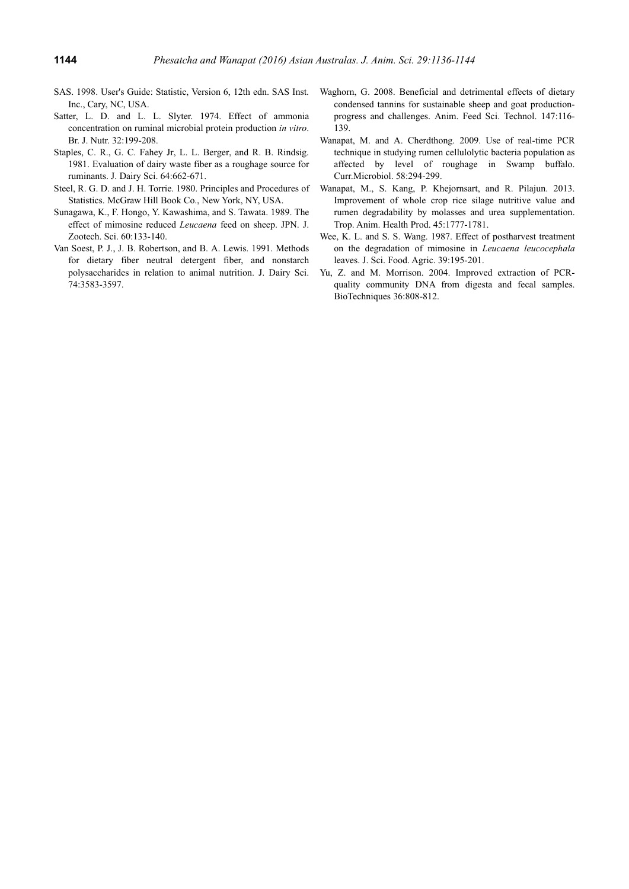SAS. 1998. User's Guide: Statistic, Version 6, 12th edn. SAS Inst. Inc., Cary, NC, USA.

Satter, L. D. and L. L. Slyter. 1974. Effect of ammonia concentration on ruminal microbial protein production *in vitro*. Br. J. Nutr. 32:199-208.

Staples, C. R., G. C. Fahey Jr, L. L. Berger, and R. B. Rindsig. 1981. Evaluation of dairy waste fiber as a roughage source for ruminants. J. Dairy Sci. 64:662-671.

Steel, R. G. D. and J. H. Torrie. 1980. Principles and Procedures of Statistics. McGraw Hill Book Co., New York, NY, USA.

Sunagawa, K., F. Hongo, Y. Kawashima, and S. Tawata. 1989. The effect of mimosine reduced *Leucaena* feed on sheep. JPN. J. Zootech. Sci. 60:133-140.

Van Soest, P. J., J. B. Robertson, and B. A. Lewis. 1991. Methods for dietary fiber neutral detergent fiber, and nonstarch polysaccharides in relation to animal nutrition. J. Dairy Sci. 74:3583-3597.

Waghorn, G. 2008. Beneficial and detrimental effects of dietary condensed tannins for sustainable sheep and goat production-progress and challenges. Anim. Feed Sci. Technol. 147:116-139.

Wanapat, M. and A. Cherdthong. 2009. Use of real-time PCR technique in studying rumen cellulolytic bacteria population as affected by level of roughage in Swamp buffalo. Curr.Microbiol. 58:294-299.

Wanapat, M., S. Kang, P. Khejornsart, and R. Pilajun. 2013. Improvement of whole crop rice silage nutritive value and rumen degradability by molasses and urea supplementation. Trop. Anim. Health Prod. 45:1777-1781.

Wee, K. L. and S. S. Wang. 1987. Effect of postharvest treatment on the degradation of mimosine in *Leucaena leucocephala* leaves. J. Sci. Food. Agric. 39:195-201.

Yu, Z. and M. Morrison. 2004. Improved extraction of PCR-quality community DNA from digesta and fecal samples. BioTechniques 36:808-812.